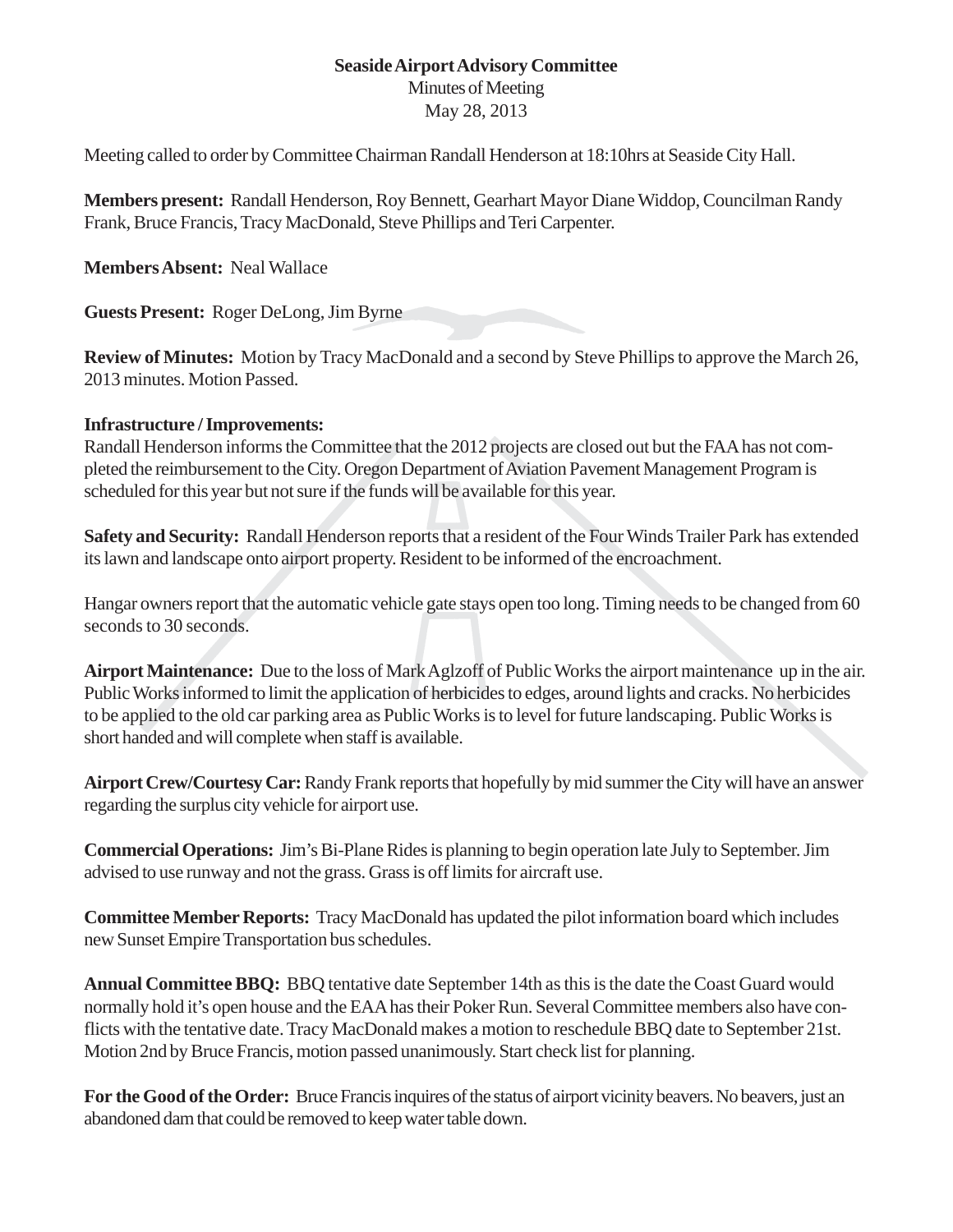**Seaside Airport Advisory Committee**

Minutes of Meeting

May 28, 2013

Meeting called to order by Committee Chairman Randall Henderson at 18:10hrs at Seaside City Hall.

**Members present:** Randall Henderson, Roy Bennett, Gearhart Mayor Diane Widdop, Councilman Randy Frank, Bruce Francis, Tracy MacDonald, Steve Phillips and Teri Carpenter.

**Members Absent:** Neal Wallace

**Guests Present:** Roger DeLong, Jim Byrne

**Review of Minutes:** Motion by Tracy MacDonald and a second by Steve Phillips to approve the March 26, 2013 minutes. Motion Passed.

**Infrastructure / Improvements:**
Randall Henderson informs the Committee that the 2012 projects are closed out but the FAA has not completed the reimbursement to the City. Oregon Department of Aviation Pavement Management Program is scheduled for this year but not sure if the funds will be available for this year.

**Safety and Security:** Randall Henderson reports that a resident of the Four Winds Trailer Park has extended its lawn and landscape onto airport property. Resident to be informed of the encroachment.

Hangar owners report that the automatic vehicle gate stays open too long. Timing needs to be changed from 60 seconds to 30 seconds.

**Airport Maintenance:** Due to the loss of Mark Aglzoff of Public Works the airport maintenance up in the air. Public Works informed to limit the application of herbicides to edges, around lights and cracks. No herbicides to be applied to the old car parking area as Public Works is to level for future landscaping. Public Works is short handed and will complete when staff is available.

**Airport Crew/Courtesy Car:** Randy Frank reports that hopefully by mid summer the City will have an answer regarding the surplus city vehicle for airport use.

**Commercial Operations:** Jim's Bi-Plane Rides is planning to begin operation late July to September. Jim advised to use runway and not the grass. Grass is off limits for aircraft use.

**Committee Member Reports:** Tracy MacDonald has updated the pilot information board which includes new Sunset Empire Transportation bus schedules.

**Annual Committee BBQ:** BBQ tentative date September 14th as this is the date the Coast Guard would normally hold it's open house and the EAA has their Poker Run. Several Committee members also have conflicts with the tentative date. Tracy MacDonald makes a motion to reschedule BBQ date to September 21st. Motion 2nd by Bruce Francis, motion passed unanimously. Start check list for planning.

**For the Good of the Order:** Bruce Francis inquires of the status of airport vicinity beavers. No beavers, just an abandoned dam that could be removed to keep water table down.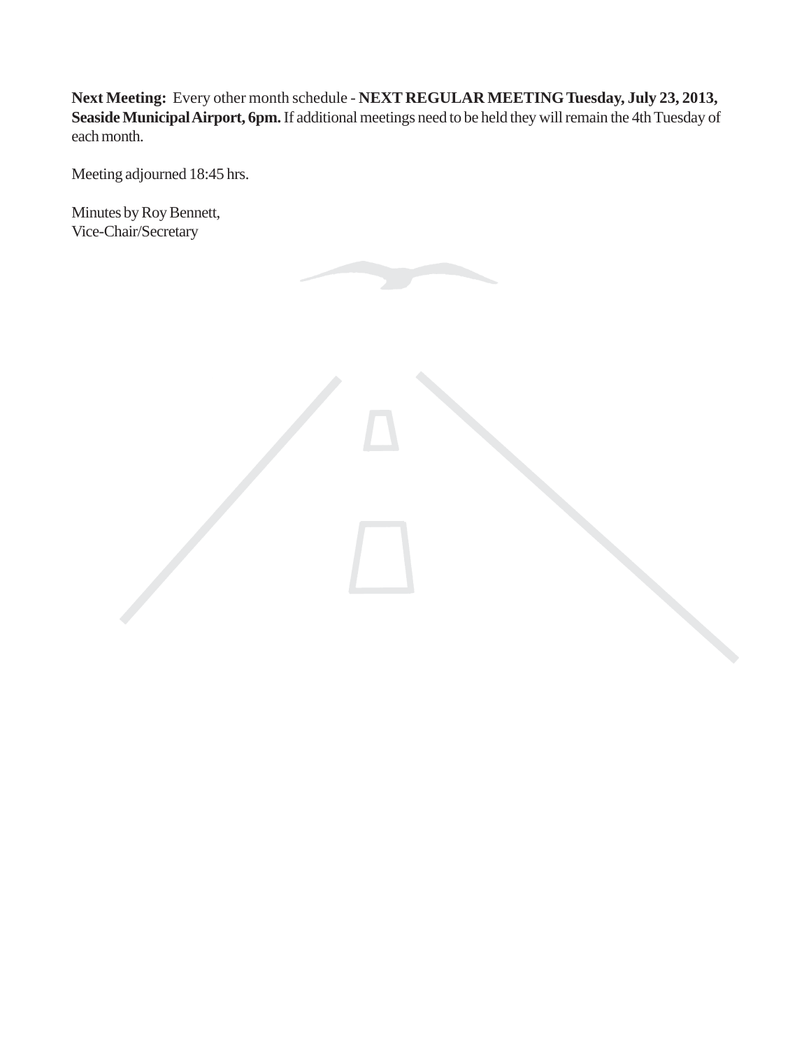**Next Meeting:** Every other month schedule - **NEXT REGULAR MEETING Tuesday, July 23, 2013, Seaside Municipal Airport, 6pm.** If additional meetings need to be held they will remain the 4th Tuesday of each month.

Meeting adjourned 18:45 hrs.

Minutes by Roy Bennett,
Vice-Chair/Secretary